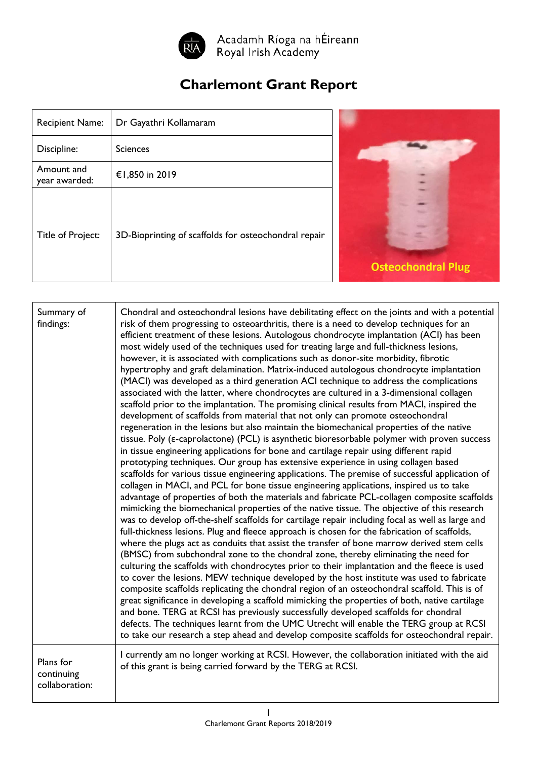Acadamh Ríoga na hÉireann
Royal Irish Academy

# Charlemont Grant Report

| Recipient Name: | Dr Gayathri Kollamaram |
| --- | --- |
| Discipline: | Sciences |
| Amount and year awarded: | €1,850 in 2019 |
| Title of Project: | 3D-Bioprinting of scaffolds for osteochondral repair |

Osteochondral Plug

| Summary of findings: | Chondral and osteochondral lesions have debilitating effect on the joints and with a potential risk of them progressing to osteoarthritis, there is a need to develop techniques for an efficient treatment of these lesions. Autologous chondrocyte implantation (ACI) has been most widely used of the techniques used for treating large and full-thickness lesions, however, it is associated with complications such as donor-site morbidity, fibrotic hypertrophy and graft delamination. Matrix-induced autologous chondrocyte implantation (MACI) was developed as a third generation ACI technique to address the complications associated with the latter, where chondrocytes are cultured in a 3-dimensional collagen scaffold prior to the implantation. The promising clinical results from MACI, inspired the development of scaffolds from material that not only can promote osteochondral regeneration in the lesions but also maintain the biomechanical properties of the native tissue. Poly (ε-caprolactone) (PCL) is asynthetic bioresorbable polymer with proven success in tissue engineering applications for bone and cartilage repair using different rapid prototyping techniques. Our group has extensive experience in using collagen based scaffolds for various tissue engineering applications. The premise of successful application of collagen in MACI, and PCL for bone tissue engineering applications, inspired us to take advantage of properties of both the materials and fabricate PCL-collagen composite scaffolds mimicking the biomechanical properties of the native tissue. The objective of this research was to develop off-the-shelf scaffolds for cartilage repair including focal as well as large and full-thickness lesions. Plug and fleece approach is chosen for the fabrication of scaffolds, where the plugs act as conduits that assist the transfer of bone marrow derived stem cells (BMSC) from subchondral zone to the chondral zone, thereby eliminating the need for culturing the scaffolds with chondrocytes prior to their implantation and the fleece is used to cover the lesions. MEW technique developed by the host institute was used to fabricate composite scaffolds replicating the chondral region of an osteochondral scaffold. This is of great significance in developing a scaffold mimicking the properties of both, native cartilage and bone. TERG at RCSI has previously successfully developed scaffolds for chondral defects. The techniques learnt from the UMC Utrecht will enable the TERG group at RCSI to take our research a step ahead and develop composite scaffolds for osteochondral repair. |
| --- | --- |
| Plans for continuing collaboration: | I currently am no longer working at RCSI. However, the collaboration initiated with the aid of this grant is being carried forward by the TERG at RCSI. |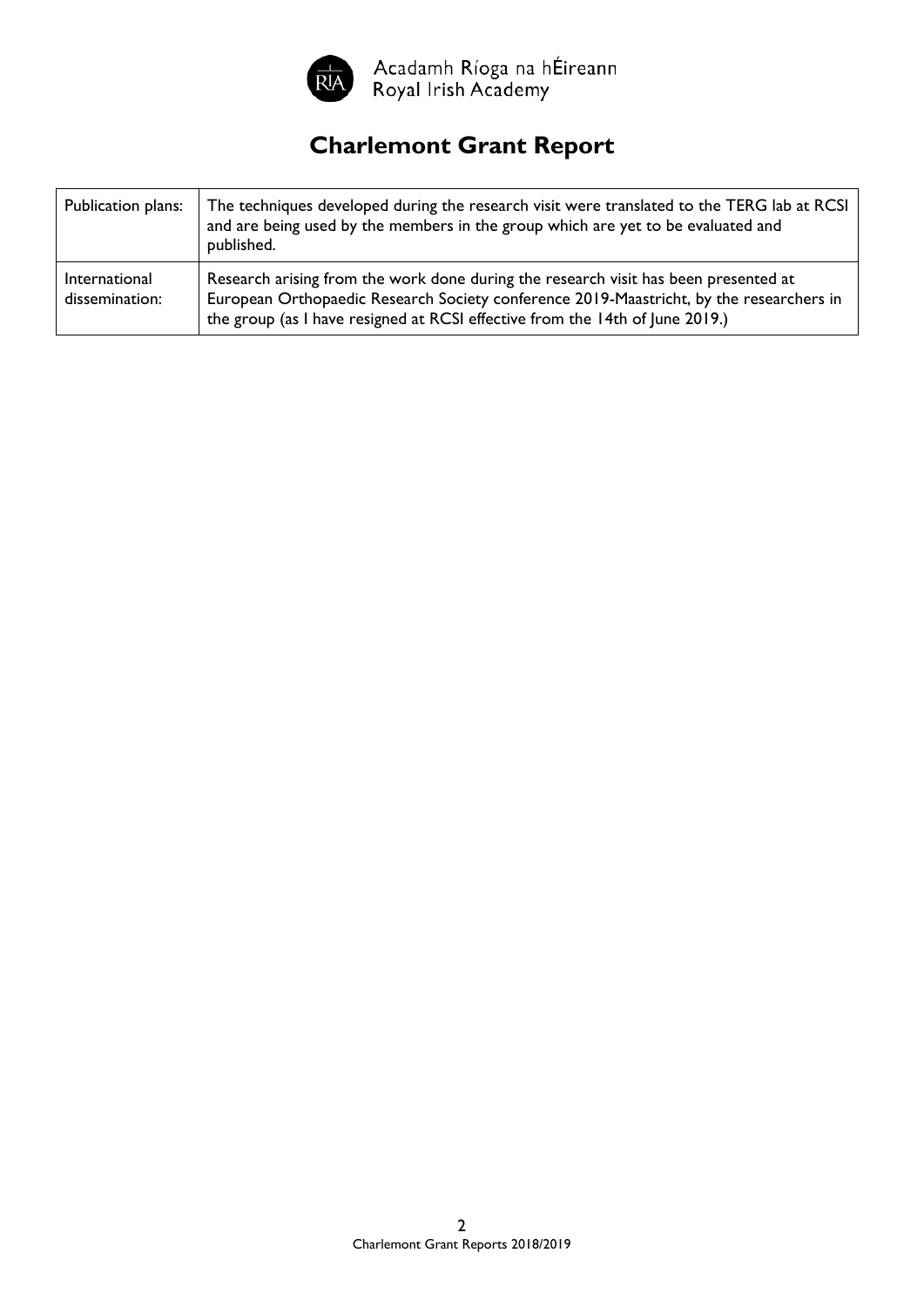# Charlemont Grant Report

| | |
|---|---|
| Publication plans: | The techniques developed during the research visit were translated to the TERG lab at RCSI and are being used by the members in the group which are yet to be evaluated and published. |
| International dissemination: | Research arising from the work done during the research visit has been presented at European Orthopaedic Research Society conference 2019-Maastricht, by the researchers in the group (as I have resigned at RCSI effective from the 14th of June 2019.) |